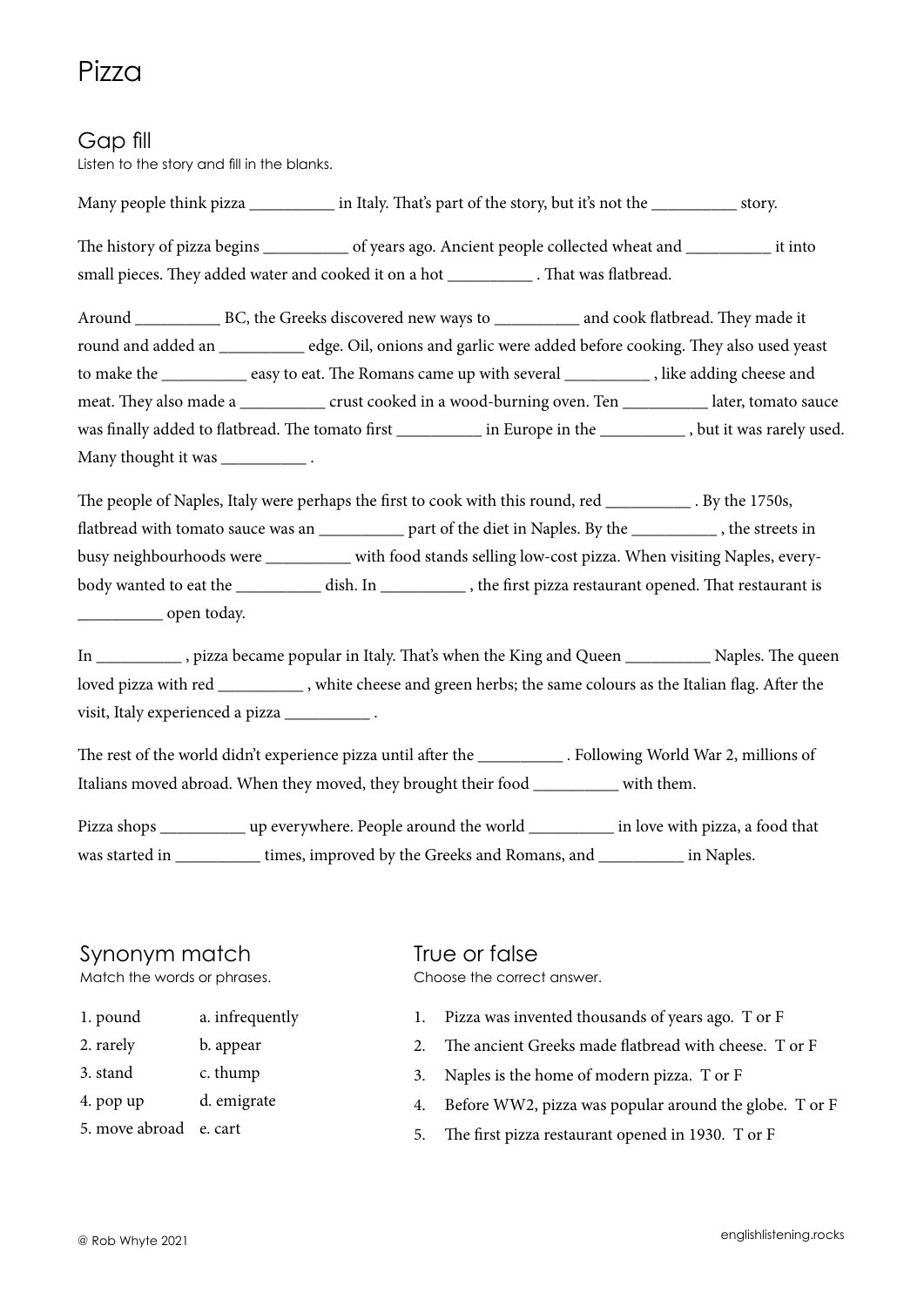# Pizza

## Gap fill

Listen to the story and fill in the blanks.

Many people think pizza __________ in Italy. That's part of the story, but it's not the __________ story.

The history of pizza begins __________ of years ago. Ancient people collected wheat and __________ it into small pieces. They added water and cooked it on a hot __________ . That was flatbread.

Around __________ BC, the Greeks discovered new ways to __________ and cook flatbread. They made it round and added an __________ edge. Oil, onions and garlic were added before cooking. They also used yeast to make the __________ easy to eat. The Romans came up with several __________ , like adding cheese and meat. They also made a __________ crust cooked in a wood-burning oven. Ten __________ later, tomato sauce was finally added to flatbread. The tomato first __________ in Europe in the __________ , but it was rarely used. Many thought it was __________ .

The people of Naples, Italy were perhaps the first to cook with this round, red __________ . By the 1750s, flatbread with tomato sauce was an __________ part of the diet in Naples. By the __________ , the streets in busy neighbourhoods were __________ with food stands selling low-cost pizza. When visiting Naples, every-body wanted to eat the __________ dish. In __________ , the first pizza restaurant opened. That restaurant is __________ open today.

In __________ , pizza became popular in Italy. That's when the King and Queen __________ Naples. The queen loved pizza with red __________ , white cheese and green herbs; the same colours as the Italian flag. After the visit, Italy experienced a pizza __________ .

The rest of the world didn't experience pizza until after the __________ . Following World War 2, millions of Italians moved abroad. When they moved, they brought their food __________ with them.

Pizza shops __________ up everywhere. People around the world __________ in love with pizza, a food that was started in __________ times, improved by the Greeks and Romans, and __________ in Naples.

## Synonym match

Match the words or phrases.

| | |
|---|---|
| 1. pound | a. infrequently |
| 2. rarely | b. appear |
| 3. stand | c. thump |
| 4. pop up | d. emigrate |
| 5. move abroad | e. cart |

## True or false

Choose the correct answer.

1. Pizza was invented thousands of years ago. T or F
2. The ancient Greeks made flatbread with cheese. T or F
3. Naples is the home of modern pizza. T or F
4. Before WW2, pizza was popular around the globe. T or F
5. The first pizza restaurant opened in 1930. T or F

© Rob Whyte 2021

englishlistening.rocks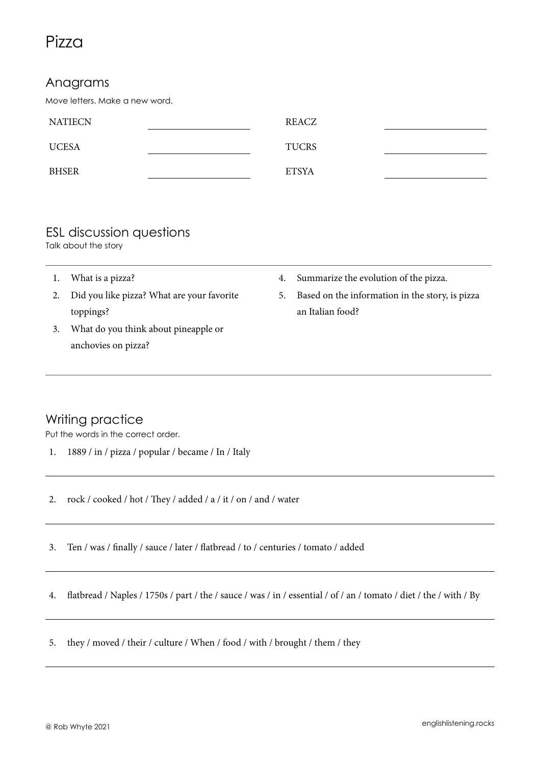# Pizza

## Anagrams

Move letters. Make a new word.

| | | | |
|---|---|---|---|
| NATIECN | ______________ | REACZ | ______________ |
| UCESA | ______________ | TUCRS | ______________ |
| BHSER | ______________ | ETSYA | ______________ |

## ESL discussion questions

Talk about the story

1. What is a pizza?
2. Did you like pizza? What are your favorite toppings?
3. What do you think about pineapple or anchovies on pizza?
4. Summarize the evolution of the pizza.
5. Based on the information in the story, is pizza an Italian food?

## Writing practice

Put the words in the correct order.

1. 1889 / in / pizza / popular / became / In / Italy

______________________________________________

2. rock / cooked / hot / They / added / a / it / on / and / water

______________________________________________

3. Ten / was / finally / sauce / later / flatbread / to / centuries / tomato / added

______________________________________________

4. flatbread / Naples / 1750s / part / the / sauce / was / in / essential / of / an / tomato / diet / the / with / By

______________________________________________

5. they / moved / their / culture / When / food / with / brought / them / they

______________________________________________

© Rob Whyte 2021

englishlistening.rocks